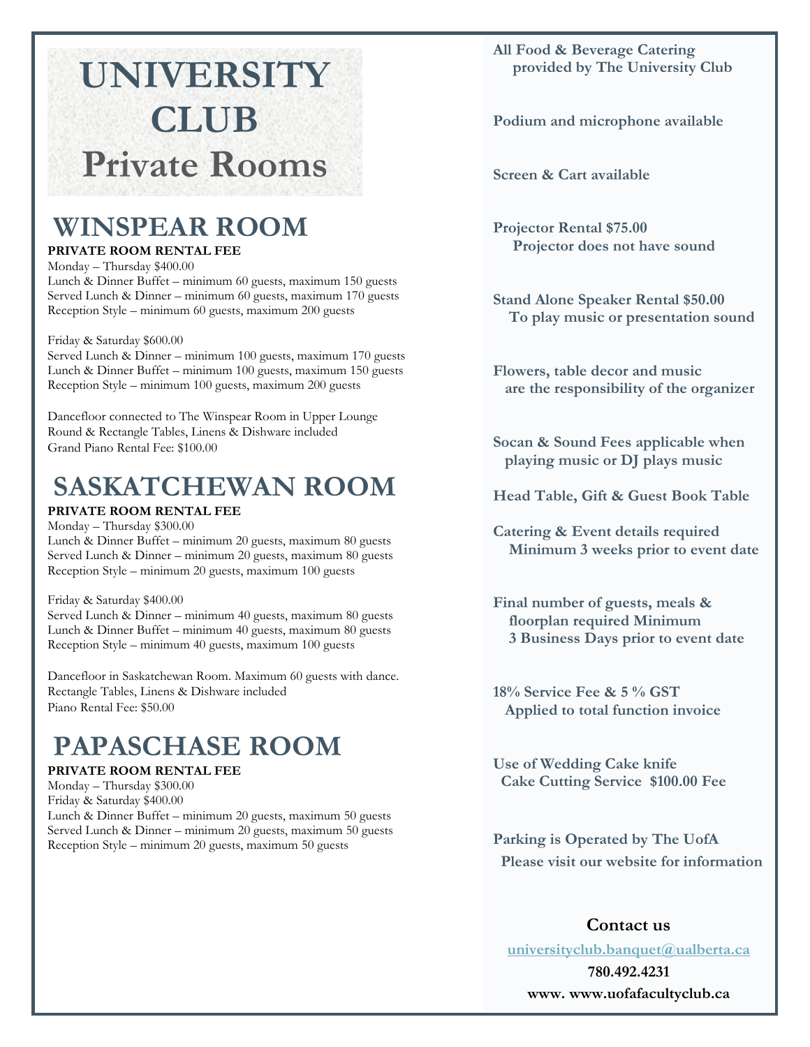# UNIVERSITY CLUB Private Rooms

## WINSPEAR ROOM

**PRIVATE ROOM RENTAL FEE**

Monday – Thursday $400.00
Lunch & Dinner Buffet – minimum 60 guests, maximum 150 guests
Served Lunch & Dinner – minimum 60 guests, maximum 170 guests
Reception Style – minimum 60 guests, maximum 200 guests

Friday & Saturday $600.00
Served Lunch & Dinner – minimum 100 guests, maximum 170 guests
Lunch & Dinner Buffet – minimum 100 guests, maximum 150 guests
Reception Style – minimum 100 guests, maximum 200 guests

Dancefloor connected to The Winspear Room in Upper Lounge
Round & Rectangle Tables, Linens & Dishware included
Grand Piano Rental Fee: $100.00

## SASKATCHEWAN ROOM

**PRIVATE ROOM RENTAL FEE**

Monday – Thursday $300.00
Lunch & Dinner Buffet – minimum 20 guests, maximum 80 guests
Served Lunch & Dinner – minimum 20 guests, maximum 80 guests
Reception Style – minimum 20 guests, maximum 100 guests

Friday & Saturday $400.00
Served Lunch & Dinner – minimum 40 guests, maximum 80 guests
Lunch & Dinner Buffet – minimum 40 guests, maximum 80 guests
Reception Style – minimum 40 guests, maximum 100 guests

Dancefloor in Saskatchewan Room. Maximum 60 guests with dance.
Rectangle Tables, Linens & Dishware included
Piano Rental Fee: $50.00

## PAPASCHASE ROOM

**PRIVATE ROOM RENTAL FEE**

Monday – Thursday $300.00
Friday & Saturday $400.00
Lunch & Dinner Buffet – minimum 20 guests, maximum 50 guests
Served Lunch & Dinner – minimum 20 guests, maximum 50 guests
Reception Style – minimum 20 guests, maximum 50 guests

**All Food & Beverage Catering provided by The University Club**

**Podium and microphone available**

**Screen & Cart available**

**Projector Rental $75.00**
**Projector does not have sound**

**Stand Alone Speaker Rental $50.00**
**To play music or presentation sound**

**Flowers, table decor and music are the responsibility of the organizer**

**Socan & Sound Fees applicable when playing music or DJ plays music**

**Head Table, Gift & Guest Book Table**

**Catering & Event details required Minimum 3 weeks prior to event date**

**Final number of guests, meals & floorplan required Minimum 3 Business Days prior to event date**

**18% Service Fee & 5 % GST Applied to total function invoice**

**Use of Wedding Cake knife**
**Cake Cutting Service $100.00 Fee**

**Parking is Operated by The UofA**
**Please visit our website for information**

**Contact us**

universityclub.banquet@ualberta.ca

**780.492.4231**

**www. www.uofafacultyclub.ca**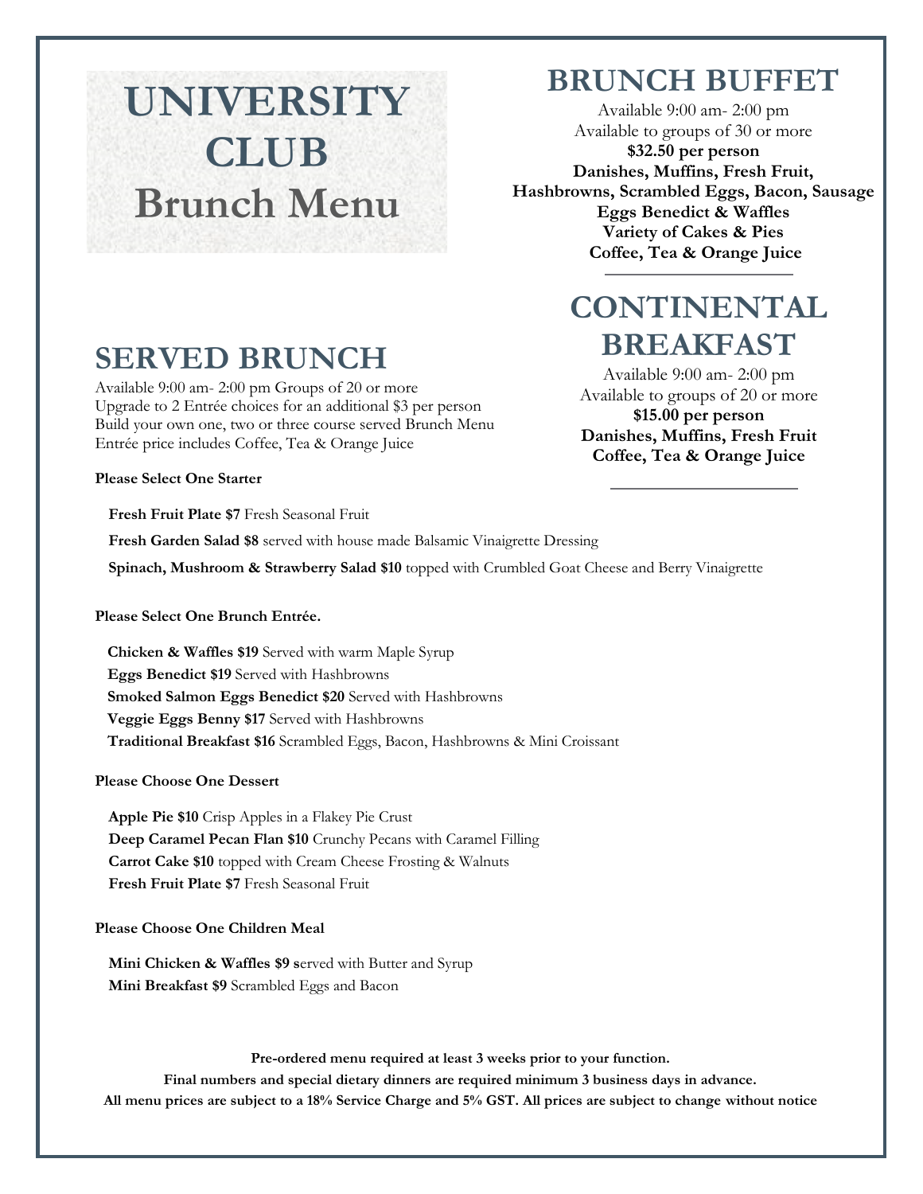# UNIVERSITY CLUB Brunch Menu

## BRUNCH BUFFET

Available 9:00 am- 2:00 pm
Available to groups of 30 or more
**$32.50 per person**
**Danishes, Muffins, Fresh Fruit,**
**Hashbrowns, Scrambled Eggs, Bacon, Sausage**
**Eggs Benedict & Waffles**
**Variety of Cakes & Pies**
**Coffee, Tea & Orange Juice**

---

## CONTINENTAL BREAKFAST

Available 9:00 am- 2:00 pm
Available to groups of 20 or more
**$15.00 per person**
**Danishes, Muffins, Fresh Fruit**
**Coffee, Tea & Orange Juice**

---

## SERVED BRUNCH

Available 9:00 am- 2:00 pm Groups of 20 or more
Upgrade to 2 Entrée choices for an additional $3 per person
Build your own one, two or three course served Brunch Menu
Entrée price includes Coffee, Tea & Orange Juice

**Please Select One Starter**

**Fresh Fruit Plate $7** Fresh Seasonal Fruit

**Fresh Garden Salad $8** served with house made Balsamic Vinaigrette Dressing

**Spinach, Mushroom & Strawberry Salad $10** topped with Crumbled Goat Cheese and Berry Vinaigrette

**Please Select One Brunch Entrée.**

**Chicken & Waffles $19** Served with warm Maple Syrup
**Eggs Benedict $19** Served with Hashbrowns
**Smoked Salmon Eggs Benedict $20** Served with Hashbrowns
**Veggie Eggs Benny $17** Served with Hashbrowns
**Traditional Breakfast $16** Scrambled Eggs, Bacon, Hashbrowns & Mini Croissant

**Please Choose One Dessert**

**Apple Pie $10** Crisp Apples in a Flakey Pie Crust
**Deep Caramel Pecan Flan $10** Crunchy Pecans with Caramel Filling
**Carrot Cake $10** topped with Cream Cheese Frosting & Walnuts
**Fresh Fruit Plate $7** Fresh Seasonal Fruit

**Please Choose One Children Meal**

**Mini Chicken & Waffles $9 s**erved with Butter and Syrup
**Mini Breakfast $9** Scrambled Eggs and Bacon

**Pre-ordered menu required at least 3 weeks prior to your function.**
**Final numbers and special dietary dinners are required minimum 3 business days in advance.**
**All menu prices are subject to a 18% Service Charge and 5% GST. All prices are subject to change without notice**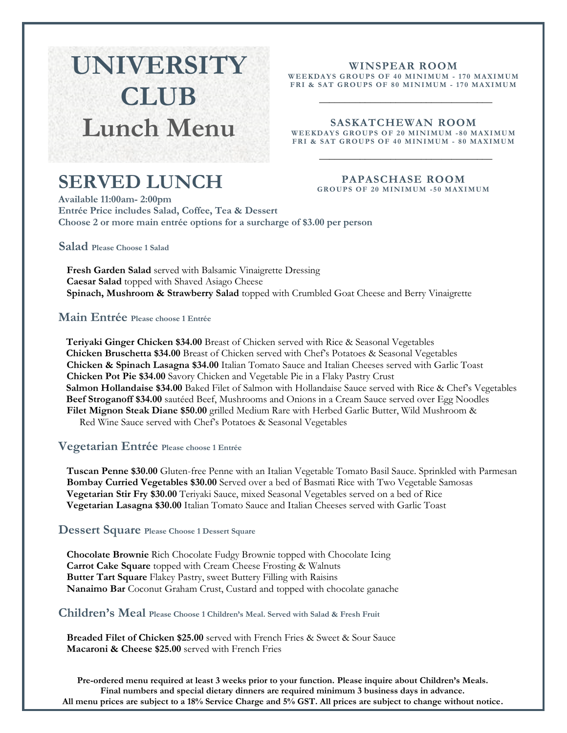# UNIVERSITY CLUB Lunch Menu

**WINSPEAR ROOM**
**WEEKDAYS GROUPS OF 40 MINIMUM - 170 MAXIMUM**
**FRI & SAT GROUPS OF 80 MINIMUM - 170 MAXIMUM**

**SASKATCHEWAN ROOM**
**WEEKDAYS GROUPS OF 20 MINIMUM -80 MAXIMUM**
**FRI & SAT GROUPS OF 40 MINIMUM - 80 MAXIMUM**

**PAPASCHASE ROOM**
**GROUPS OF 20 MINIMUM -50 MAXIMUM**

## SERVED LUNCH

**Available 11:00am- 2:00pm**
**Entrée Price includes Salad, Coffee, Tea & Dessert**
**Choose 2 or more main entrée options for a surcharge of $3.00 per person**

### Salad Please Choose 1 Salad

**Fresh Garden Salad** served with Balsamic Vinaigrette Dressing
**Caesar Salad** topped with Shaved Asiago Cheese
**Spinach, Mushroom & Strawberry Salad** topped with Crumbled Goat Cheese and Berry Vinaigrette

### Main Entrée Please choose 1 Entrée

**Teriyaki Ginger Chicken $34.00** Breast of Chicken served with Rice & Seasonal Vegetables
**Chicken Bruschetta $34.00** Breast of Chicken served with Chef's Potatoes & Seasonal Vegetables
**Chicken & Spinach Lasagna $34.00** Italian Tomato Sauce and Italian Cheeses served with Garlic Toast
**Chicken Pot Pie $34.00** Savory Chicken and Vegetable Pie in a Flaky Pastry Crust
**Salmon Hollandaise $34.00** Baked Filet of Salmon with Hollandaise Sauce served with Rice & Chef's Vegetables
**Beef Stroganoff $34.00** sautéed Beef, Mushrooms and Onions in a Cream Sauce served over Egg Noodles
**Filet Mignon Steak Diane $50.00** grilled Medium Rare with Herbed Garlic Butter, Wild Mushroom & Red Wine Sauce served with Chef's Potatoes & Seasonal Vegetables

### Vegetarian Entrée Please choose 1 Entrée

**Tuscan Penne $30.00** Gluten-free Penne with an Italian Vegetable Tomato Basil Sauce. Sprinkled with Parmesan
**Bombay Curried Vegetables $30.00** Served over a bed of Basmati Rice with Two Vegetable Samosas
**Vegetarian Stir Fry $30.00** Teriyaki Sauce, mixed Seasonal Vegetables served on a bed of Rice
**Vegetarian Lasagna $30.00** Italian Tomato Sauce and Italian Cheeses served with Garlic Toast

### Dessert Square Please Choose 1 Dessert Square

**Chocolate Brownie** Rich Chocolate Fudgy Brownie topped with Chocolate Icing
**Carrot Cake Square** topped with Cream Cheese Frosting & Walnuts
**Butter Tart Square** Flakey Pastry, sweet Buttery Filling with Raisins
**Nanaimo Bar** Coconut Graham Crust, Custard and topped with chocolate ganache

### Children's Meal Please Choose 1 Children's Meal. Served with Salad & Fresh Fruit

**Breaded Filet of Chicken $25.00** served with French Fries & Sweet & Sour Sauce
**Macaroni & Cheese $25.00** served with French Fries

**Pre-ordered menu required at least 3 weeks prior to your function. Please inquire about Children's Meals.**
**Final numbers and special dietary dinners are required minimum 3 business days in advance.**
**All menu prices are subject to a 18% Service Charge and 5% GST. All prices are subject to change without notice.**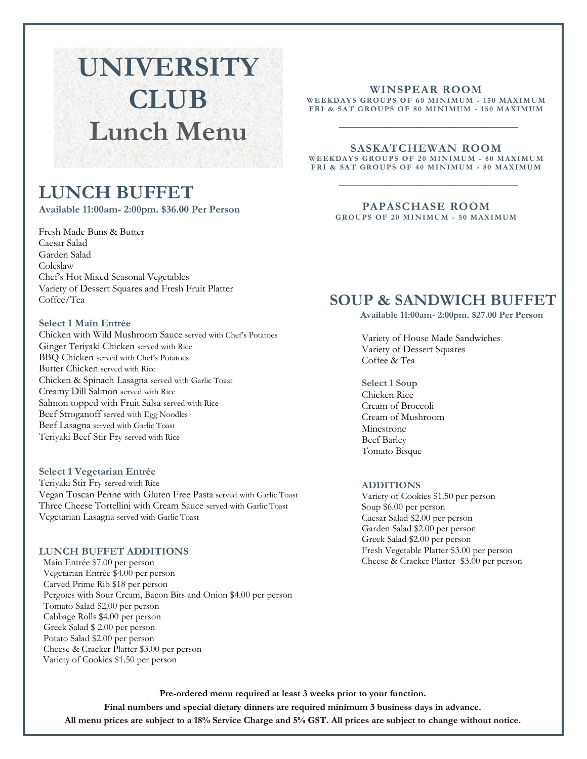# UNIVERSITY CLUB
# Lunch Menu

**WINSPEAR ROOM**
WEEKDAYS GROUPS OF 60 MINIMUM - 150 MAXIMUM
FRI & SAT GROUPS OF 80 MINIMUM - 150 MAXIMUM

**SASKATCHEWAN ROOM**
WEEKDAYS GROUPS OF 20 MINIMUM - 80 MAXIMUM
FRI & SAT GROUPS OF 40 MINIMUM - 80 MAXIMUM

**PAPASCHASE ROOM**
GROUPS OF 20 MINIMUM - 50 MAXIMUM

## LUNCH BUFFET

**Available 11:00am- 2:00pm. $36.00 Per Person**

Fresh Made Buns & Butter
Caesar Salad
Garden Salad
Coleslaw
Chef's Hot Mixed Seasonal Vegetables
Variety of Dessert Squares and Fresh Fruit Platter
Coffee/Tea

### Select 1 Main Entrée

Chicken with Wild Mushroom Sauce served with Chef's Potatoes
Ginger Teriyaki Chicken served with Rice
BBQ Chicken served with Chef's Potatoes
Butter Chicken served with Rice
Chicken & Spinach Lasagna served with Garlic Toast
Creamy Dill Salmon served with Rice
Salmon topped with Fruit Salsa served with Rice
Beef Stroganoff served with Egg Noodles
Beef Lasagna served with Garlic Toast
Teriyaki Beef Stir Fry served with Rice

### Select 1 Vegetarian Entrée

Teriyaki Stir Fry served with Rice
Vegan Tuscan Penne with Gluten Free Pasta served with Garlic Toast
Three Cheese Tortellini with Cream Sauce served with Garlic Toast
Vegetarian Lasagna served with Garlic Toast

### LUNCH BUFFET ADDITIONS

Main Entrée $7.00 per person
Vegetarian Entrée $4.00 per person
Carved Prime Rib $18 per person
Pergoies with Sour Cream, Bacon Bits and Onion $4.00 per person
Tomato Salad $2.00 per person
Cabbage Rolls $4.00 per person
Greek Salad $ 2.00 per person
Potato Salad $2.00 per person
Cheese & Cracker Platter $3.00 per person
Variety of Cookies $1.50 per person

## SOUP & SANDWICH BUFFET

**Available 11:00am- 2:00pm. $27.00 Per Person**

Variety of House Made Sandwiches
Variety of Dessert Squares
Coffee & Tea

### Select 1 Soup

Chicken Rice
Cream of Broccoli
Cream of Mushroom
Minestrone
Beef Barley
Tomato Bisque

### ADDITIONS

Variety of Cookies $1.50 per person
Soup $6.00 per person
Caesar Salad $2.00 per person
Garden Salad $2.00 per person
Greek Salad $2.00 per person
Fresh Vegetable Platter $3.00 per person
Cheese & Cracker Platter $3.00 per person

**Pre-ordered menu required at least 3 weeks prior to your function.**
**Final numbers and special dietary dinners are required minimum 3 business days in advance.**
**All menu prices are subject to a 18% Service Charge and 5% GST. All prices are subject to change without notice.**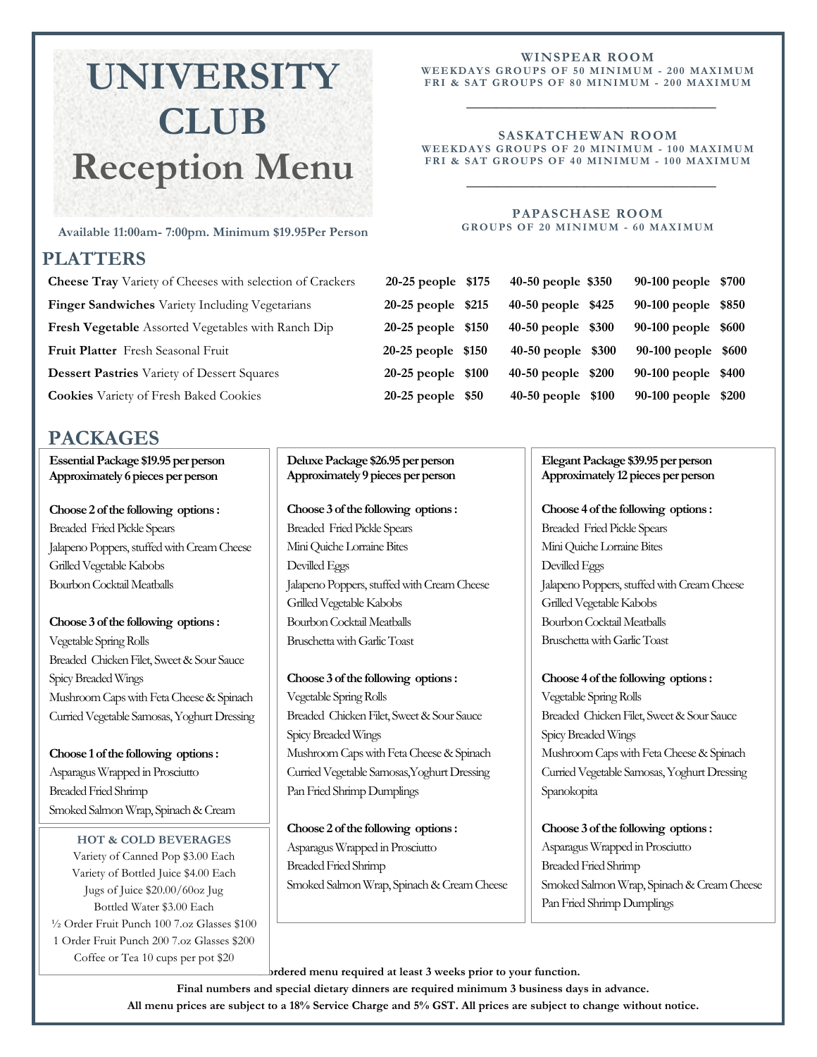# UNIVERSITY CLUB Reception Menu

**WINSPEAR ROOM**
WEEKDAYS GROUPS OF 50 MINIMUM - 200 MAXIMUM
FRI & SAT GROUPS OF 80 MINIMUM - 200 MAXIMUM

**SASKATCHEWAN ROOM**
WEEKDAYS GROUPS OF 20 MINIMUM - 100 MAXIMUM
FRI & SAT GROUPS OF 40 MINIMUM - 100 MAXIMUM

**PAPASCHASE ROOM**
GROUPS OF 20 MINIMUM - 60 MAXIMUM

**Available 11:00am- 7:00pm. Minimum $19.95Per Person**

## PLATTERS

| Item | 20-25 people | 40-50 people | 90-100 people |
|---|---|---|---|
| **Cheese Tray** Variety of Cheeses with selection of Crackers | $175 | $350 | $700 |
| **Finger Sandwiches** Variety Including Vegetarians | $215 | $425 | $850 |
| **Fresh Vegetable** Assorted Vegetables with Ranch Dip | $150 | $300 | $600 |
| **Fruit Platter** Fresh Seasonal Fruit | $150 | $300 | $600 |
| **Dessert Pastries** Variety of Dessert Squares | $100 | $200 | $400 |
| **Cookies** Variety of Fresh Baked Cookies | $50 | $100 | $200 |

## PACKAGES

**Essential Package $19.95 per person**
**Approximately 6 pieces per person**

**Choose 2 of the following options :**
- Breaded Fried Pickle Spears
- Jalapeno Poppers, stuffed with Cream Cheese
- Grilled Vegetable Kabobs
- Bourbon Cocktail Meatballs

**Choose 3 of the following options :**
- Vegetable Spring Rolls
- Breaded Chicken Filet, Sweet & Sour Sauce
- Spicy Breaded Wings
- Mushroom Caps with Feta Cheese & Spinach
- Curried Vegetable Samosas, Yoghurt Dressing

**Choose 1 of the following options :**
- Asparagus Wrapped in Prosciutto
- Breaded Fried Shrimp
- Smoked Salmon Wrap, Spinach & Cream

**Deluxe Package $26.95 per person**
**Approximately 9 pieces per person**

**Choose 3 of the following options :**
- Breaded Fried Pickle Spears
- Mini Quiche Lorraine Bites
- Devilled Eggs
- Jalapeno Poppers, stuffed with Cream Cheese
- Grilled Vegetable Kabobs
- Bourbon Cocktail Meatballs
- Bruschetta with Garlic Toast

**Choose 3 of the following options :**
- Vegetable Spring Rolls
- Breaded Chicken Filet, Sweet & Sour Sauce
- Spicy Breaded Wings
- Mushroom Caps with Feta Cheese & Spinach
- Curried Vegetable Samosas,Yoghurt Dressing
- Pan Fried Shrimp Dumplings

**Choose 2 of the following options :**
- Asparagus Wrapped in Prosciutto
- Breaded Fried Shrimp
- Smoked Salmon Wrap, Spinach & Cream Cheese

**Elegant Package $39.95 per person**
**Approximately 12 pieces per person**

**Choose 4 of the following options :**
- Breaded Fried Pickle Spears
- Mini Quiche Lorraine Bites
- Devilled Eggs
- Jalapeno Poppers, stuffed with Cream Cheese
- Grilled Vegetable Kabobs
- Bourbon Cocktail Meatballs
- Bruschetta with Garlic Toast

**Choose 4 of the following options :**
- Vegetable Spring Rolls
- Breaded Chicken Filet, Sweet & Sour Sauce
- Spicy Breaded Wings
- Mushroom Caps with Feta Cheese & Spinach
- Curried Vegetable Samosas, Yoghurt Dressing
- Spanokopita

**Choose 3 of the following options :**
- Asparagus Wrapped in Prosciutto
- Breaded Fried Shrimp
- Smoked Salmon Wrap, Spinach & Cream Cheese
- Pan Fried Shrimp Dumplings

### HOT & COLD BEVERAGES

Variety of Canned Pop $3.00 Each
Variety of Bottled Juice $4.00 Each
Jugs of Juice $20.00/60oz Jug
Bottled Water $3.00 Each
½ Order Fruit Punch 100 7.oz Glasses $100
1 Order Fruit Punch 200 7.oz Glasses $200
Coffee or Tea 10 cups per pot $20

**...rdered menu required at least 3 weeks prior to your function.**
**Final numbers and special dietary dinners are required minimum 3 business days in advance.**
**All menu prices are subject to a 18% Service Charge and 5% GST. All prices are subject to change without notice.**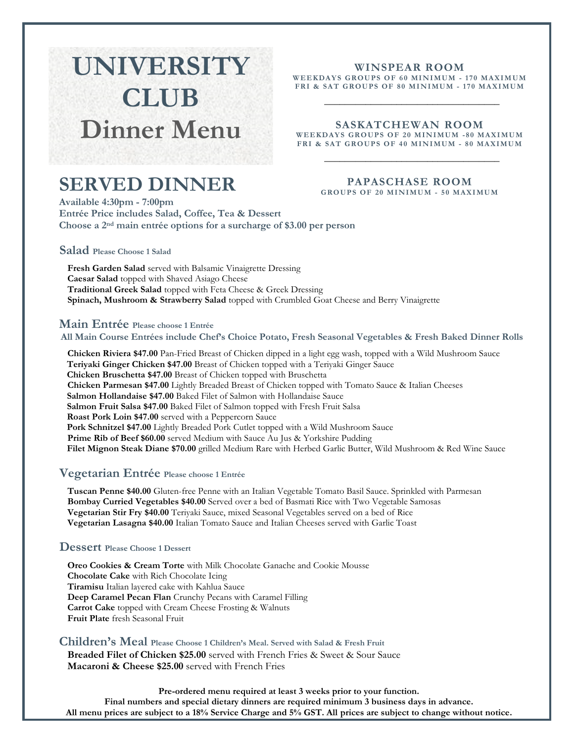# UNIVERSITY CLUB Dinner Menu

**WINSPEAR ROOM**
**WEEKDAYS GROUPS OF 60 MINIMUM - 170 MAXIMUM**
**FRI & SAT GROUPS OF 80 MINIMUM - 170 MAXIMUM**

---

**SASKATCHEWAN ROOM**
**WEEKDAYS GROUPS OF 20 MINIMUM -80 MAXIMUM**
**FRI & SAT GROUPS OF 40 MINIMUM - 80 MAXIMUM**

---

**PAPASCHASE ROOM**
**GROUPS OF 20 MINIMUM - 50 MAXIMUM**

## SERVED DINNER

**Available 4:30pm - 7:00pm**
**Entrée Price includes Salad, Coffee, Tea & Dessert**
**Choose a 2nd main entrée options for a surcharge of $3.00 per person**

### Salad Please Choose 1 Salad

**Fresh Garden Salad** served with Balsamic Vinaigrette Dressing
**Caesar Salad** topped with Shaved Asiago Cheese
**Traditional Greek Salad** topped with Feta Cheese & Greek Dressing
**Spinach, Mushroom & Strawberry Salad** topped with Crumbled Goat Cheese and Berry Vinaigrette

### Main Entrée Please choose 1 Entrée

**All Main Course Entrées include Chef's Choice Potato, Fresh Seasonal Vegetables & Fresh Baked Dinner Rolls**

**Chicken Riviera $47.00** Pan-Fried Breast of Chicken dipped in a light egg wash, topped with a Wild Mushroom Sauce
**Teriyaki Ginger Chicken $47.00** Breast of Chicken topped with a Teriyaki Ginger Sauce
**Chicken Bruschetta $47.00** Breast of Chicken topped with Bruschetta
**Chicken Parmesan $47.00** Lightly Breaded Breast of Chicken topped with Tomato Sauce & Italian Cheeses
**Salmon Hollandaise $47.00** Baked Filet of Salmon with Hollandaise Sauce
**Salmon Fruit Salsa $47.00** Baked Filet of Salmon topped with Fresh Fruit Salsa
**Roast Pork Loin $47.00** served with a Peppercorn Sauce
**Pork Schnitzel $47.00** Lightly Breaded Pork Cutlet topped with a Wild Mushroom Sauce
**Prime Rib of Beef $60.00** served Medium with Sauce Au Jus & Yorkshire Pudding
**Filet Mignon Steak Diane $70.00** grilled Medium Rare with Herbed Garlic Butter, Wild Mushroom & Red Wine Sauce

### Vegetarian Entrée Please choose 1 Entrée

**Tuscan Penne $40.00** Gluten-free Penne with an Italian Vegetable Tomato Basil Sauce. Sprinkled with Parmesan
**Bombay Curried Vegetables $40.00** Served over a bed of Basmati Rice with Two Vegetable Samosas
**Vegetarian Stir Fry $40.00** Teriyaki Sauce, mixed Seasonal Vegetables served on a bed of Rice
**Vegetarian Lasagna $40.00** Italian Tomato Sauce and Italian Cheeses served with Garlic Toast

### Dessert Please Choose 1 Dessert

**Oreo Cookies & Cream Torte** with Milk Chocolate Ganache and Cookie Mousse
**Chocolate Cake** with Rich Chocolate Icing
**Tiramisu** Italian layered cake with Kahlua Sauce
**Deep Caramel Pecan Flan** Crunchy Pecans with Caramel Filling
**Carrot Cake** topped with Cream Cheese Frosting & Walnuts
**Fruit Plate** fresh Seasonal Fruit

### Children's Meal Please Choose 1 Children's Meal. Served with Salad & Fresh Fruit

**Breaded Filet of Chicken $25.00** served with French Fries & Sweet & Sour Sauce
**Macaroni & Cheese $25.00** served with French Fries

**Pre-ordered menu required at least 3 weeks prior to your function.**
**Final numbers and special dietary dinners are required minimum 3 business days in advance.**
**All menu prices are subject to a 18% Service Charge and 5% GST. All prices are subject to change without notice.**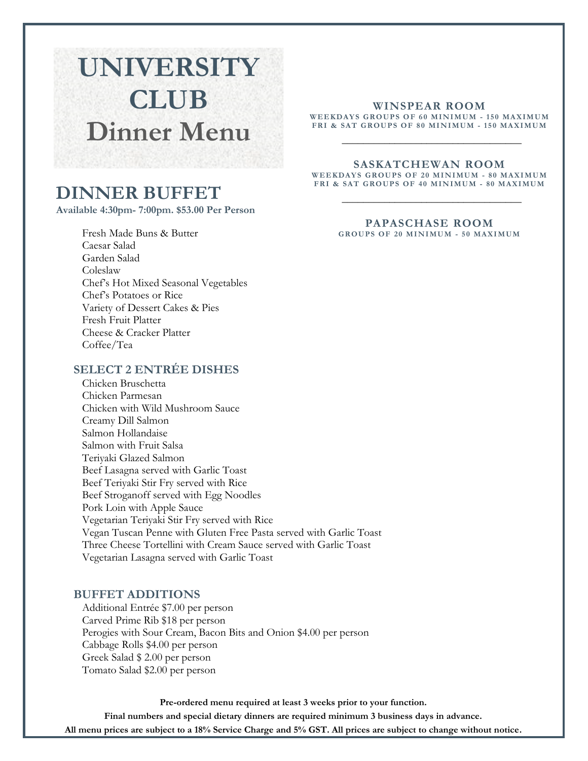# UNIVERSITY CLUB
# Dinner Menu

## DINNER BUFFET

**Available 4:30pm- 7:00pm. $53.00 Per Person**

Fresh Made Buns & Butter
Caesar Salad
Garden Salad
Coleslaw
Chef's Hot Mixed Seasonal Vegetables
Chef's Potatoes or Rice
Variety of Dessert Cakes & Pies
Fresh Fruit Platter
Cheese & Cracker Platter
Coffee/Tea

### SELECT 2 ENTRÉE DISHES

Chicken Bruschetta
Chicken Parmesan
Chicken with Wild Mushroom Sauce
Creamy Dill Salmon
Salmon Hollandaise
Salmon with Fruit Salsa
Teriyaki Glazed Salmon
Beef Lasagna served with Garlic Toast
Beef Teriyaki Stir Fry served with Rice
Beef Stroganoff served with Egg Noodles
Pork Loin with Apple Sauce
Vegetarian Teriyaki Stir Fry served with Rice
Vegan Tuscan Penne with Gluten Free Pasta served with Garlic Toast
Three Cheese Tortellini with Cream Sauce served with Garlic Toast
Vegetarian Lasagna served with Garlic Toast

### BUFFET ADDITIONS

Additional Entrée $7.00 per person
Carved Prime Rib $18 per person
Perogies with Sour Cream, Bacon Bits and Onion $4.00 per person
Cabbage Rolls $4.00 per person
Greek Salad $ 2.00 per person
Tomato Salad $2.00 per person

### WINSPEAR ROOM

WEEKDAYS GROUPS OF 60 MINIMUM - 150 MAXIMUM
FRI & SAT GROUPS OF 80 MINIMUM - 150 MAXIMUM

### SASKATCHEWAN ROOM

WEEKDAYS GROUPS OF 20 MINIMUM - 80 MAXIMUM
FRI & SAT GROUPS OF 40 MINIMUM - 80 MAXIMUM

### PAPASCHASE ROOM

GROUPS OF 20 MINIMUM - 50 MAXIMUM

**Pre-ordered menu required at least 3 weeks prior to your function.**

**Final numbers and special dietary dinners are required minimum 3 business days in advance.**

**All menu prices are subject to a 18% Service Charge and 5% GST. All prices are subject to change without notice.**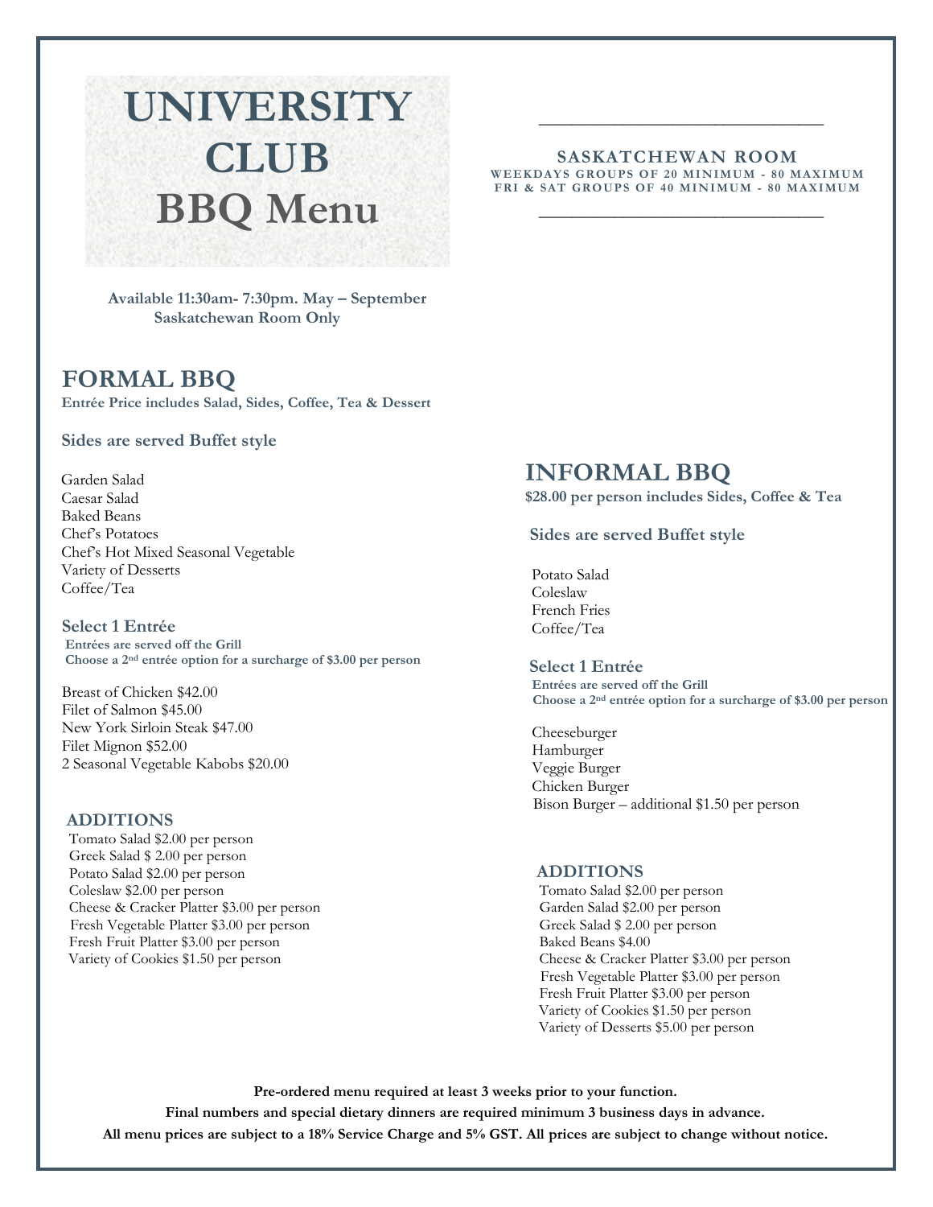# UNIVERSITY CLUB BBQ Menu

**SASKATCHEWAN ROOM**
**WEEKDAYS GROUPS OF 20 MINIMUM - 80 MAXIMUM**
**FRI & SAT GROUPS OF 40 MINIMUM - 80 MAXIMUM**

**Available 11:30am- 7:30pm. May – September**
**Saskatchewan Room Only**

## FORMAL BBQ

**Entrée Price includes Salad, Sides, Coffee, Tea & Dessert**

### Sides are served Buffet style

Garden Salad
Caesar Salad
Baked Beans
Chef's Potatoes
Chef's Hot Mixed Seasonal Vegetable
Variety of Desserts
Coffee/Tea

### Select 1 Entrée

**Entrées are served off the Grill**
**Choose a 2nd entrée option for a surcharge of $3.00 per person**

Breast of Chicken $42.00
Filet of Salmon $45.00
New York Sirloin Steak $47.00
Filet Mignon $52.00
2 Seasonal Vegetable Kabobs $20.00

### ADDITIONS

Tomato Salad $2.00 per person
Greek Salad $ 2.00 per person
Potato Salad $2.00 per person
Coleslaw $2.00 per person
Cheese & Cracker Platter $3.00 per person
Fresh Vegetable Platter $3.00 per person
Fresh Fruit Platter $3.00 per person
Variety of Cookies $1.50 per person

## INFORMAL BBQ

**$28.00 per person includes Sides, Coffee & Tea**

### Sides are served Buffet style

Potato Salad
Coleslaw
French Fries
Coffee/Tea

### Select 1 Entrée

**Entrées are served off the Grill**
**Choose a 2nd entrée option for a surcharge of $3.00 per person**

Cheeseburger
Hamburger
Veggie Burger
Chicken Burger
Bison Burger – additional $1.50 per person

### ADDITIONS

Tomato Salad $2.00 per person
Garden Salad $2.00 per person
Greek Salad $ 2.00 per person
Baked Beans $4.00
Cheese & Cracker Platter $3.00 per person
Fresh Vegetable Platter $3.00 per person
Fresh Fruit Platter $3.00 per person
Variety of Cookies $1.50 per person
Variety of Desserts $5.00 per person

**Pre-ordered menu required at least 3 weeks prior to your function.**
**Final numbers and special dietary dinners are required minimum 3 business days in advance.**
**All menu prices are subject to a 18% Service Charge and 5% GST. All prices are subject to change without notice.**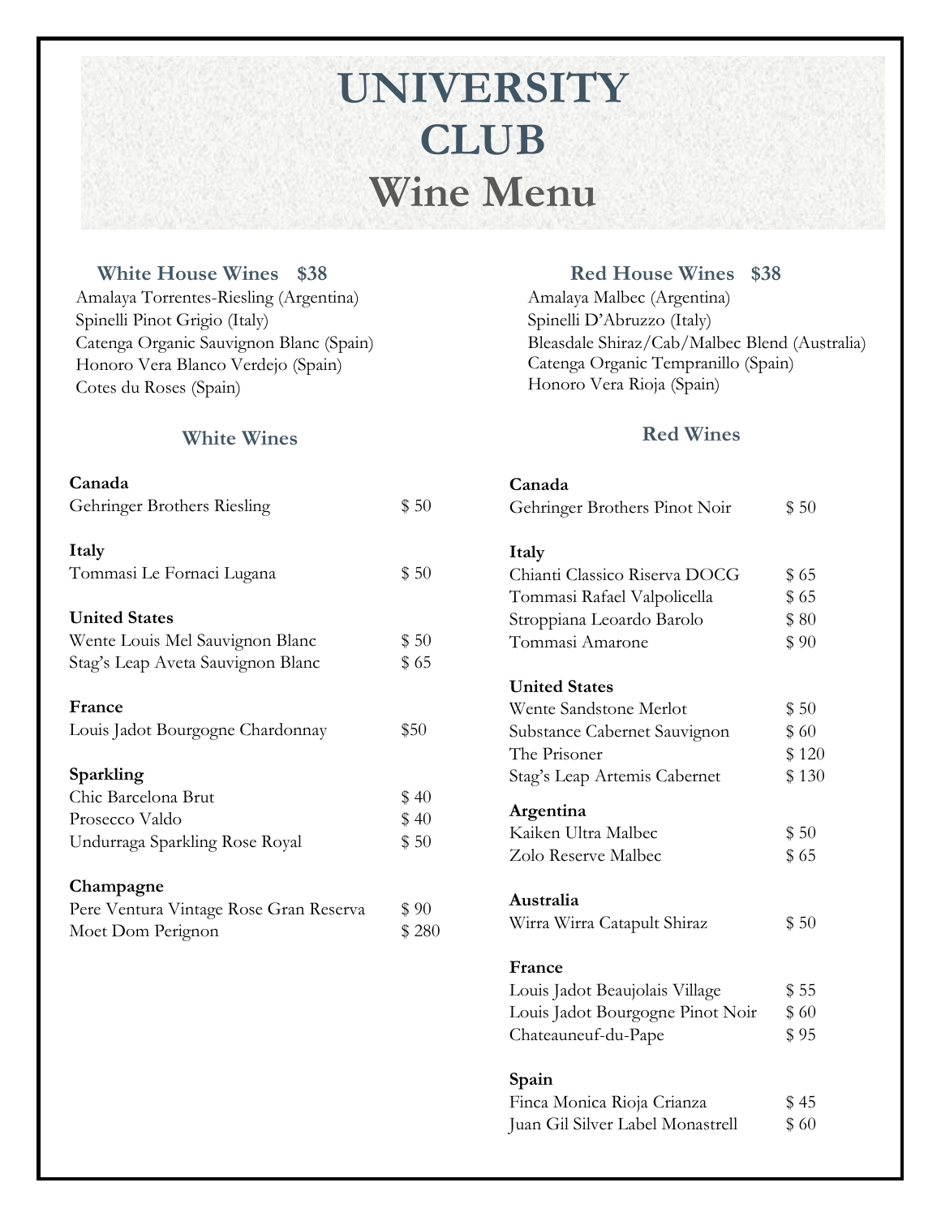# UNIVERSITY CLUB
# Wine Menu

## White House Wines $38

Amalaya Torrentes-Riesling (Argentina)
Spinelli Pinot Grigio (Italy)
Catenga Organic Sauvignon Blanc (Spain)
Honoro Vera Blanco Verdejo (Spain)
Cotes du Roses (Spain)

## White Wines

**Canada**

| | |
|---|---|
| Gehringer Brothers Riesling | $ 50 |

**Italy**

| | |
|---|---|
| Tommasi Le Fornaci Lugana | $ 50 |

**United States**

| | |
|---|---|
| Wente Louis Mel Sauvignon Blanc | $ 50 |
| Stag's Leap Aveta Sauvignon Blanc | $ 65 |

**France**

| | |
|---|---|
| Louis Jadot Bourgogne Chardonnay | $50 |

**Sparkling**

| | |
|---|---|
| Chic Barcelona Brut | $ 40 |
| Prosecco Valdo | $ 40 |
| Undurraga Sparkling Rose Royal | $ 50 |

**Champagne**

| | |
|---|---|
| Pere Ventura Vintage Rose Gran Reserva | $ 90 |
| Moet Dom Perignon | $ 280 |

## Red House Wines $38

Amalaya Malbec (Argentina)
Spinelli D'Abruzzo (Italy)
Bleasdale Shiraz/Cab/Malbec Blend (Australia)
Catenga Organic Tempranillo (Spain)
Honoro Vera Rioja (Spain)

## Red Wines

**Canada**

| | |
|---|---|
| Gehringer Brothers Pinot Noir | $ 50 |

**Italy**

| | |
|---|---|
| Chianti Classico Riserva DOCG | $ 65 |
| Tommasi Rafael Valpolicella | $ 65 |
| Stroppiana Leoardo Barolo | $ 80 |
| Tommasi Amarone | $ 90 |

**United States**

| | |
|---|---|
| Wente Sandstone Merlot | $ 50 |
| Substance Cabernet Sauvignon | $ 60 |
| The Prisoner | $ 120 |
| Stag's Leap Artemis Cabernet | $ 130 |

**Argentina**

| | |
|---|---|
| Kaiken Ultra Malbec | $ 50 |
| Zolo Reserve Malbec | $ 65 |

**Australia**

| | |
|---|---|
| Wirra Wirra Catapult Shiraz | $ 50 |

**France**

| | |
|---|---|
| Louis Jadot Beaujolais Village | $ 55 |
| Louis Jadot Bourgogne Pinot Noir | $ 60 |
| Chateauneuf-du-Pape | $ 95 |

**Spain**

| | |
|---|---|
| Finca Monica Rioja Crianza | $ 45 |
| Juan Gil Silver Label Monastrell | $ 60 |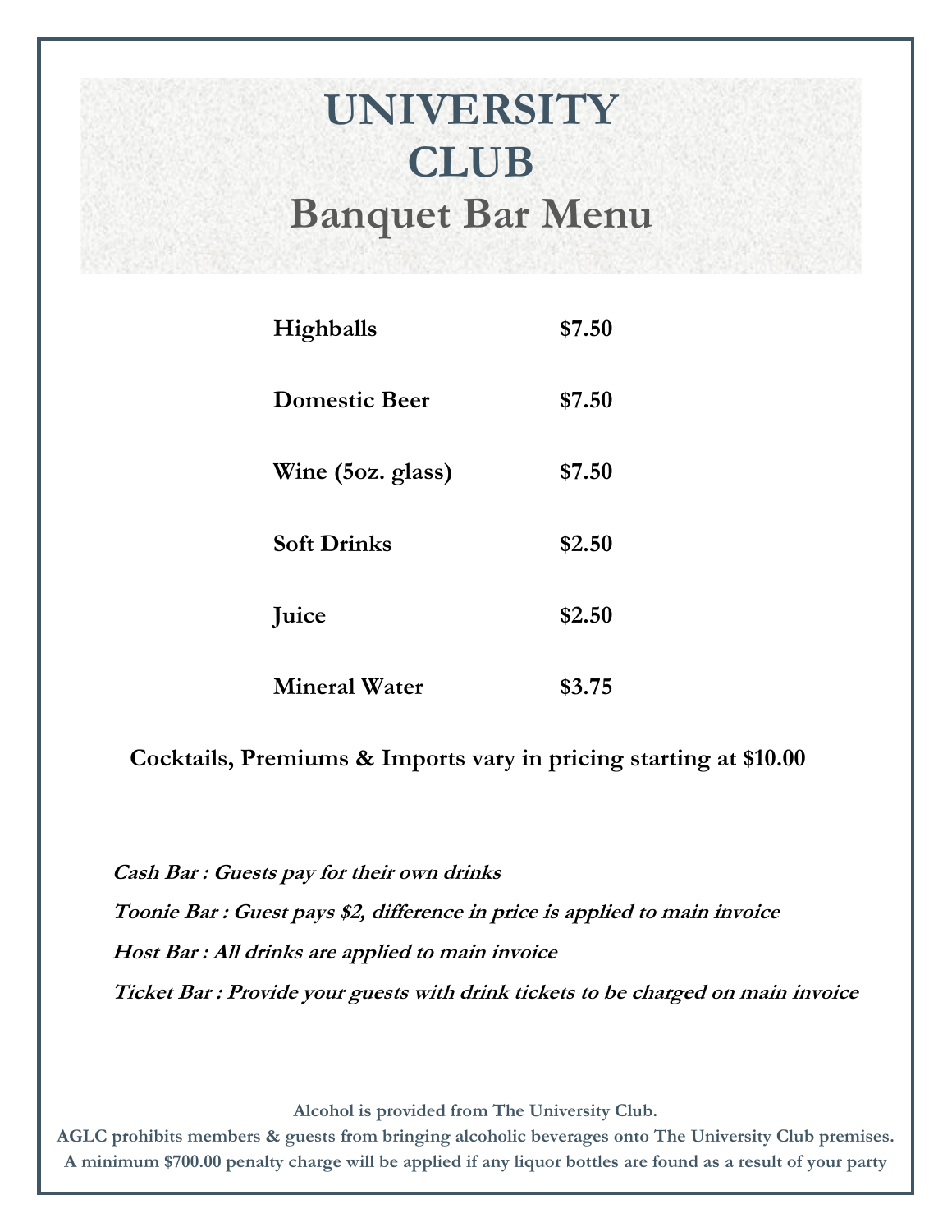# UNIVERSITY CLUB

## Banquet Bar Menu

| | |
|---|---|
| **Highballs** | **$7.50** |
| **Domestic Beer** | **$7.50** |
| **Wine (5oz. glass)** | **$7.50** |
| **Soft Drinks** | **$2.50** |
| **Juice** | **$2.50** |
| **Mineral Water** | **$3.75** |

**Cocktails, Premiums & Imports vary in pricing starting at $10.00**

***Cash Bar : Guests pay for their own drinks***

***Toonie Bar : Guest pays $2, difference in price is applied to main invoice***

***Host Bar : All drinks are applied to main invoice***

***Ticket Bar : Provide your guests with drink tickets to be charged on main invoice***

**Alcohol is provided from The University Club.**
**AGLC prohibits members & guests from bringing alcoholic beverages onto The University Club premises.**
**A minimum $700.00 penalty charge will be applied if any liquor bottles are found as a result of your party**